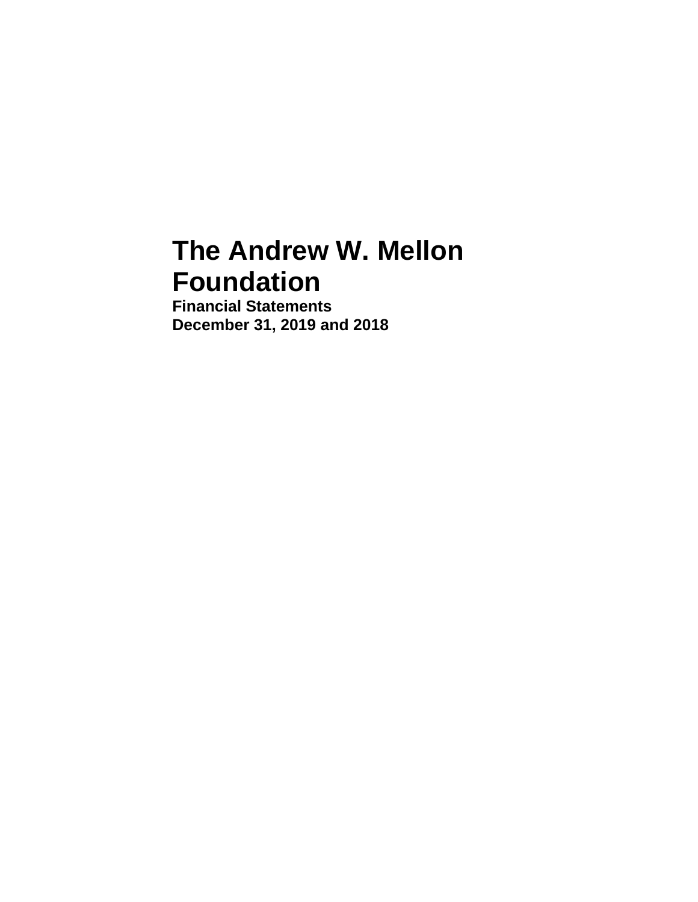# The Andrew W. Mellon Foundation

**Financial Statements**
**December 31, 2019 and 2018**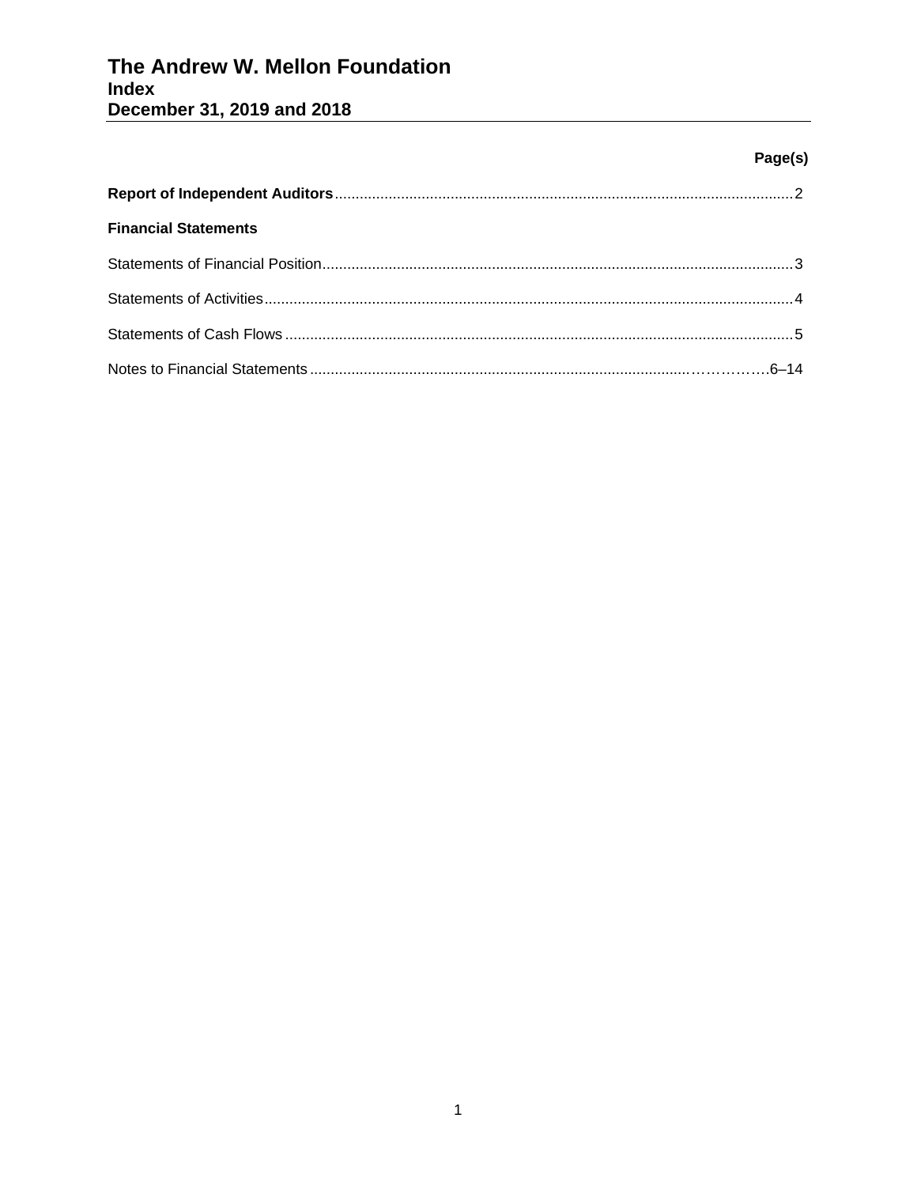# The Andrew W. Mellon Foundation
## Index
## December 31, 2019 and 2018

| | Page(s) |
|---|---|
| **Report of Independent Auditors** | 2 |
| **Financial Statements** | |
| Statements of Financial Position | 3 |
| Statements of Activities | 4 |
| Statements of Cash Flows | 5 |
| Notes to Financial Statements | 6–14 |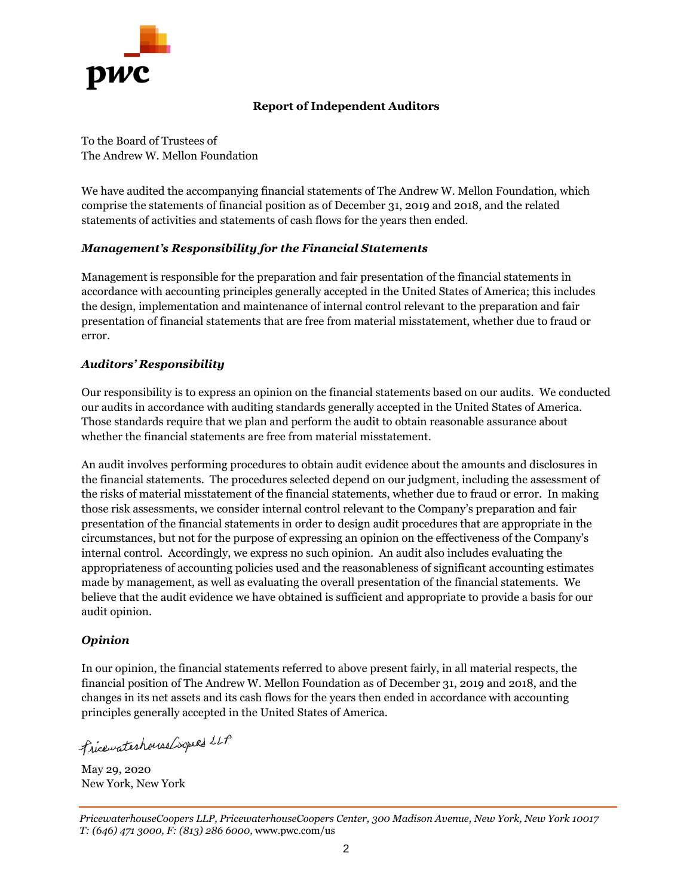**Report of Independent Auditors**

To the Board of Trustees of
The Andrew W. Mellon Foundation

We have audited the accompanying financial statements of The Andrew W. Mellon Foundation, which comprise the statements of financial position as of December 31, 2019 and 2018, and the related statements of activities and statements of cash flows for the years then ended.

***Management's Responsibility for the Financial Statements***

Management is responsible for the preparation and fair presentation of the financial statements in accordance with accounting principles generally accepted in the United States of America; this includes the design, implementation and maintenance of internal control relevant to the preparation and fair presentation of financial statements that are free from material misstatement, whether due to fraud or error.

***Auditors' Responsibility***

Our responsibility is to express an opinion on the financial statements based on our audits. We conducted our audits in accordance with auditing standards generally accepted in the United States of America. Those standards require that we plan and perform the audit to obtain reasonable assurance about whether the financial statements are free from material misstatement.

An audit involves performing procedures to obtain audit evidence about the amounts and disclosures in the financial statements. The procedures selected depend on our judgment, including the assessment of the risks of material misstatement of the financial statements, whether due to fraud or error. In making those risk assessments, we consider internal control relevant to the Company's preparation and fair presentation of the financial statements in order to design audit procedures that are appropriate in the circumstances, but not for the purpose of expressing an opinion on the effectiveness of the Company's internal control. Accordingly, we express no such opinion. An audit also includes evaluating the appropriateness of accounting policies used and the reasonableness of significant accounting estimates made by management, as well as evaluating the overall presentation of the financial statements. We believe that the audit evidence we have obtained is sufficient and appropriate to provide a basis for our audit opinion.

***Opinion***

In our opinion, the financial statements referred to above present fairly, in all material respects, the financial position of The Andrew W. Mellon Foundation as of December 31, 2019 and 2018, and the changes in its net assets and its cash flows for the years then ended in accordance with accounting principles generally accepted in the United States of America.

PricewaterhouseCoopers LLP

May 29, 2020
New York, New York

*PricewaterhouseCoopers LLP, PricewaterhouseCoopers Center, 300 Madison Avenue, New York, New York 10017*
*T: (646) 471 3000, F: (813) 286 6000,* www.pwc.com/us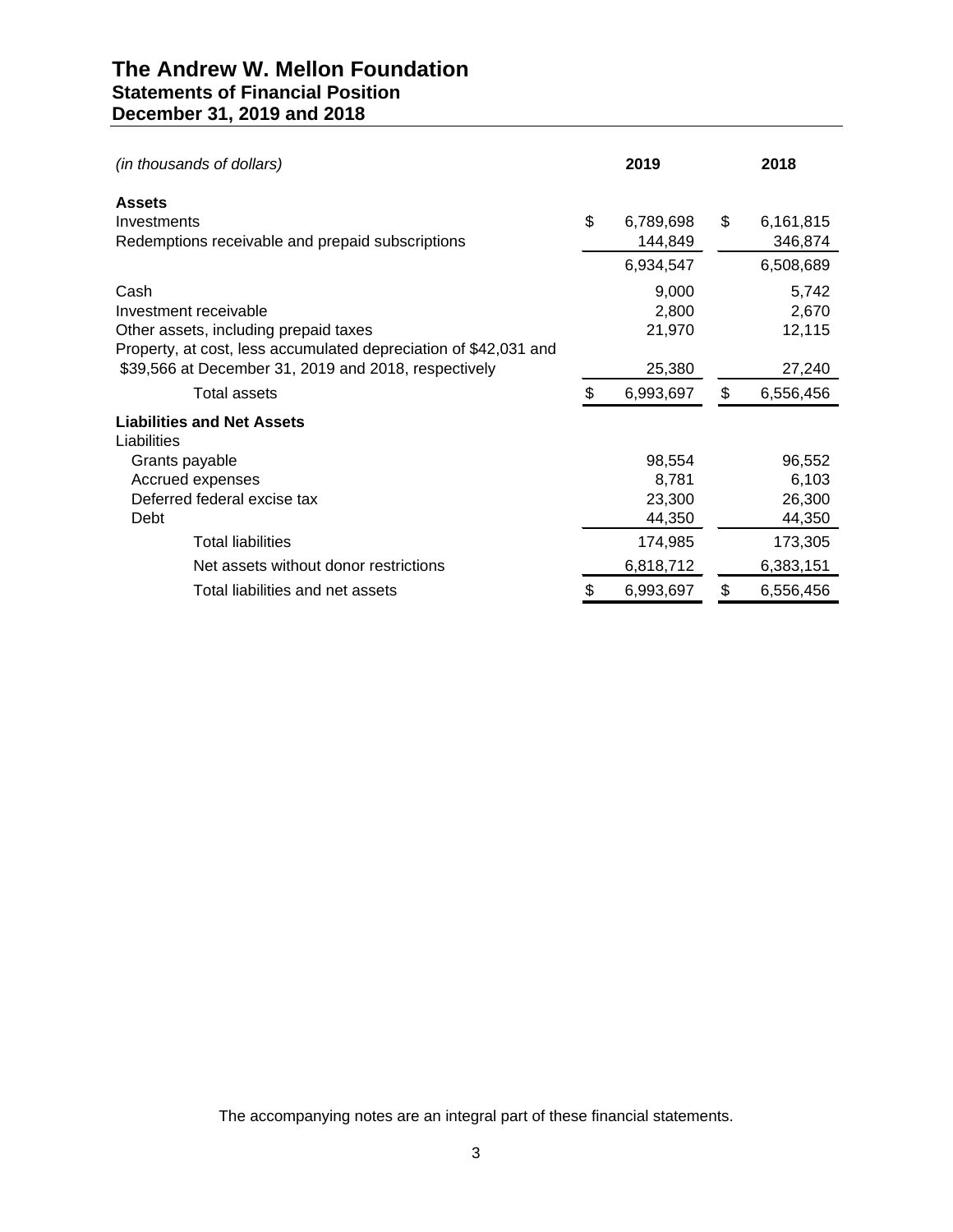# The Andrew W. Mellon Foundation
## Statements of Financial Position
## December 31, 2019 and 2018

| *(in thousands of dollars)* | 2019 | 2018 |
|---|---|---|
| **Assets** | | |
| Investments | $ 6,789,698 | $ 6,161,815 |
| Redemptions receivable and prepaid subscriptions | 144,849 | 346,874 |
| | 6,934,547 | 6,508,689 |
| Cash | 9,000 | 5,742 |
| Investment receivable | 2,800 | 2,670 |
| Other assets, including prepaid taxes | 21,970 | 12,115 |
| Property, at cost, less accumulated depreciation of $42,031 and $39,566 at December 31, 2019 and 2018, respectively | 25,380 | 27,240 |
| Total assets | $ 6,993,697 | $ 6,556,456 |
| **Liabilities and Net Assets** | | |
| Liabilities | | |
| Grants payable | 98,554 | 96,552 |
| Accrued expenses | 8,781 | 6,103 |
| Deferred federal excise tax | 23,300 | 26,300 |
| Debt | 44,350 | 44,350 |
| Total liabilities | 174,985 | 173,305 |
| Net assets without donor restrictions | 6,818,712 | 6,383,151 |
| Total liabilities and net assets | $ 6,993,697 | $ 6,556,456 |

The accompanying notes are an integral part of these financial statements.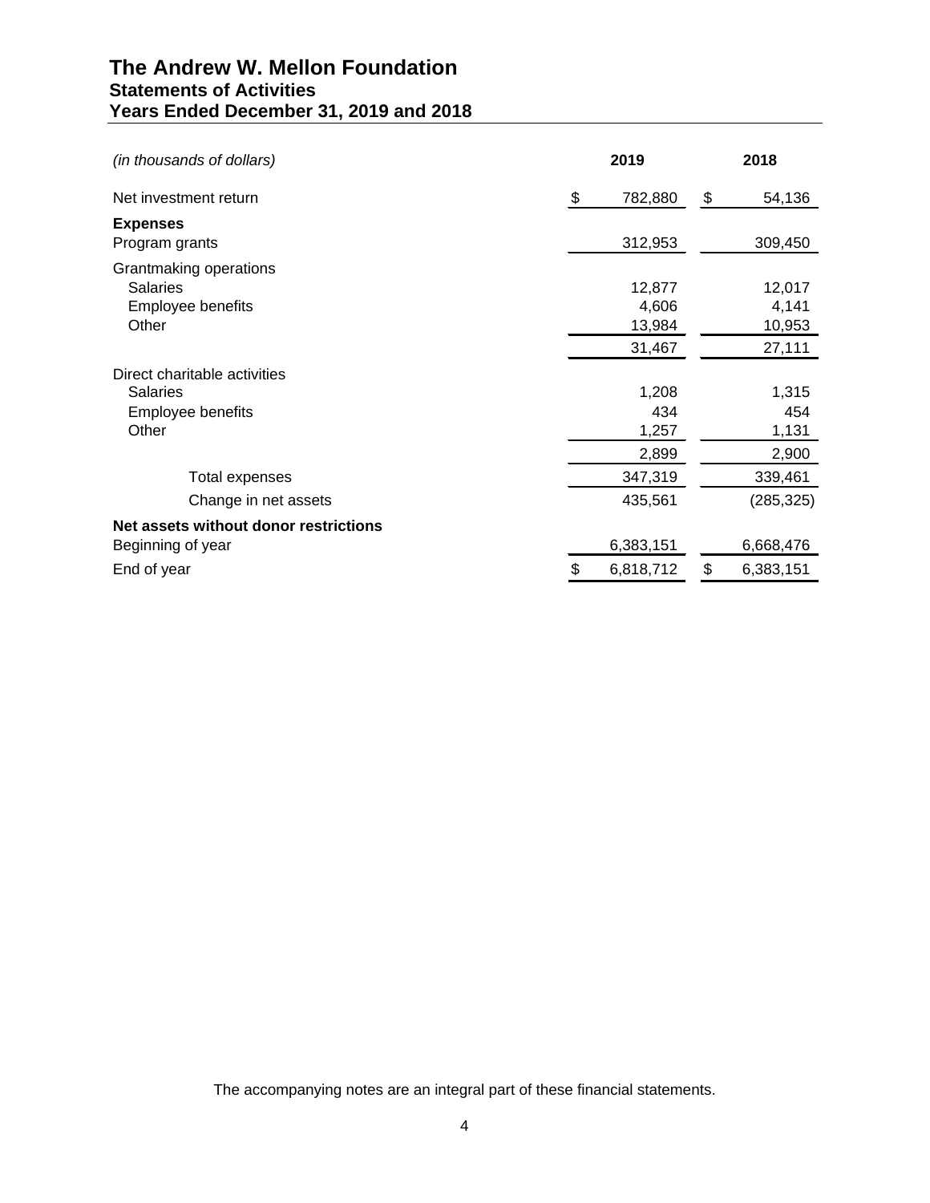# The Andrew W. Mellon Foundation
## Statements of Activities
## Years Ended December 31, 2019 and 2018

| *(in thousands of dollars)* | 2019 | 2018 |
|---|---|---|
| Net investment return | $ 782,880 | $ 54,136 |
| **Expenses** | | |
| Program grants | 312,953 | 309,450 |
| Grantmaking operations | | |
| Salaries | 12,877 | 12,017 |
| Employee benefits | 4,606 | 4,141 |
| Other | 13,984 | 10,953 |
| | 31,467 | 27,111 |
| Direct charitable activities | | |
| Salaries | 1,208 | 1,315 |
| Employee benefits | 434 | 454 |
| Other | 1,257 | 1,131 |
| | 2,899 | 2,900 |
| Total expenses | 347,319 | 339,461 |
| Change in net assets | 435,561 | (285,325) |
| **Net assets without donor restrictions** | | |
| Beginning of year | 6,383,151 | 6,668,476 |
| End of year | $ 6,818,712 | $ 6,383,151 |

The accompanying notes are an integral part of these financial statements.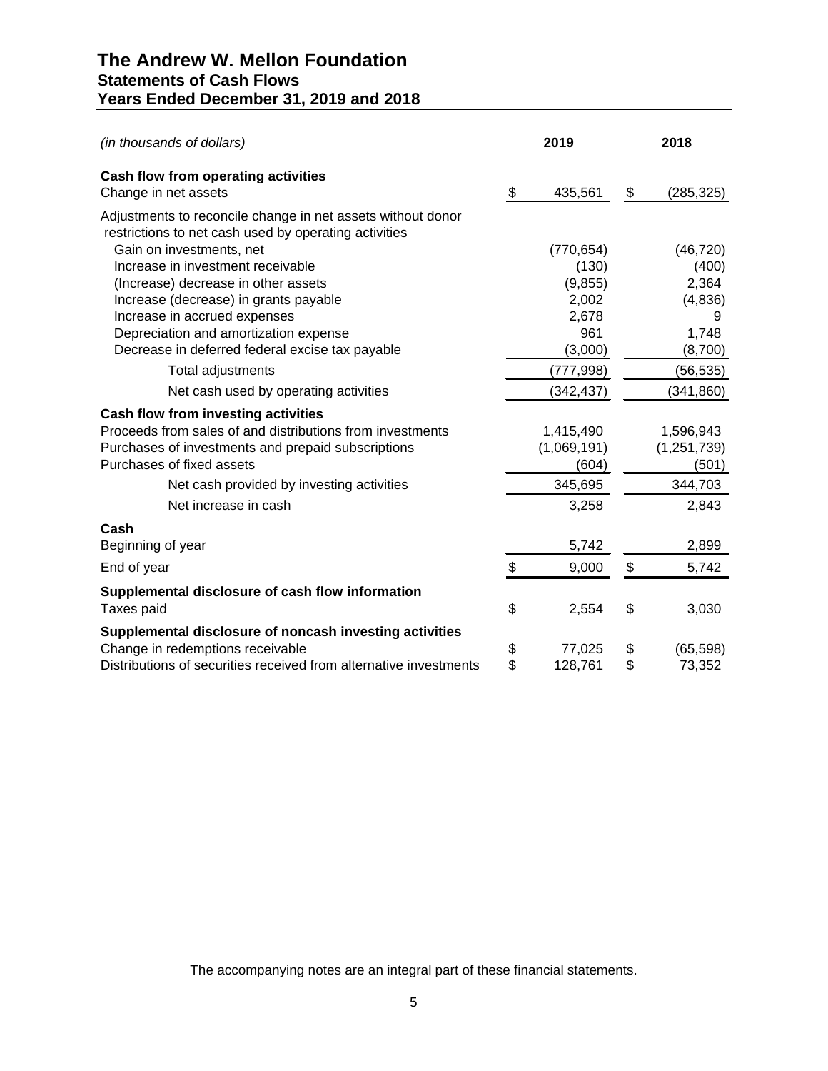# The Andrew W. Mellon Foundation
## Statements of Cash Flows
## Years Ended December 31, 2019 and 2018

| *(in thousands of dollars)* | 2019 | 2018 |
|---|---|---|
| **Cash flow from operating activities** | | |
| Change in net assets | $ 435,561 | $ (285,325) |
| Adjustments to reconcile change in net assets without donor restrictions to net cash used by operating activities | | |
| Gain on investments, net | (770,654) | (46,720) |
| Increase in investment receivable | (130) | (400) |
| (Increase) decrease in other assets | (9,855) | 2,364 |
| Increase (decrease) in grants payable | 2,002 | (4,836) |
| Increase in accrued expenses | 2,678 | 9 |
| Depreciation and amortization expense | 961 | 1,748 |
| Decrease in deferred federal excise tax payable | (3,000) | (8,700) |
| Total adjustments | (777,998) | (56,535) |
| Net cash used by operating activities | (342,437) | (341,860) |
| **Cash flow from investing activities** | | |
| Proceeds from sales of and distributions from investments | 1,415,490 | 1,596,943 |
| Purchases of investments and prepaid subscriptions | (1,069,191) | (1,251,739) |
| Purchases of fixed assets | (604) | (501) |
| Net cash provided by investing activities | 345,695 | 344,703 |
| Net increase in cash | 3,258 | 2,843 |
| **Cash** | | |
| Beginning of year | 5,742 | 2,899 |
| End of year | $ 9,000 | $ 5,742 |
| **Supplemental disclosure of cash flow information** | | |
| Taxes paid | $ 2,554 | $ 3,030 |
| **Supplemental disclosure of noncash investing activities** | | |
| Change in redemptions receivable | $ 77,025 | $ (65,598) |
| Distributions of securities received from alternative investments | $ 128,761 | $ 73,352 |

The accompanying notes are an integral part of these financial statements.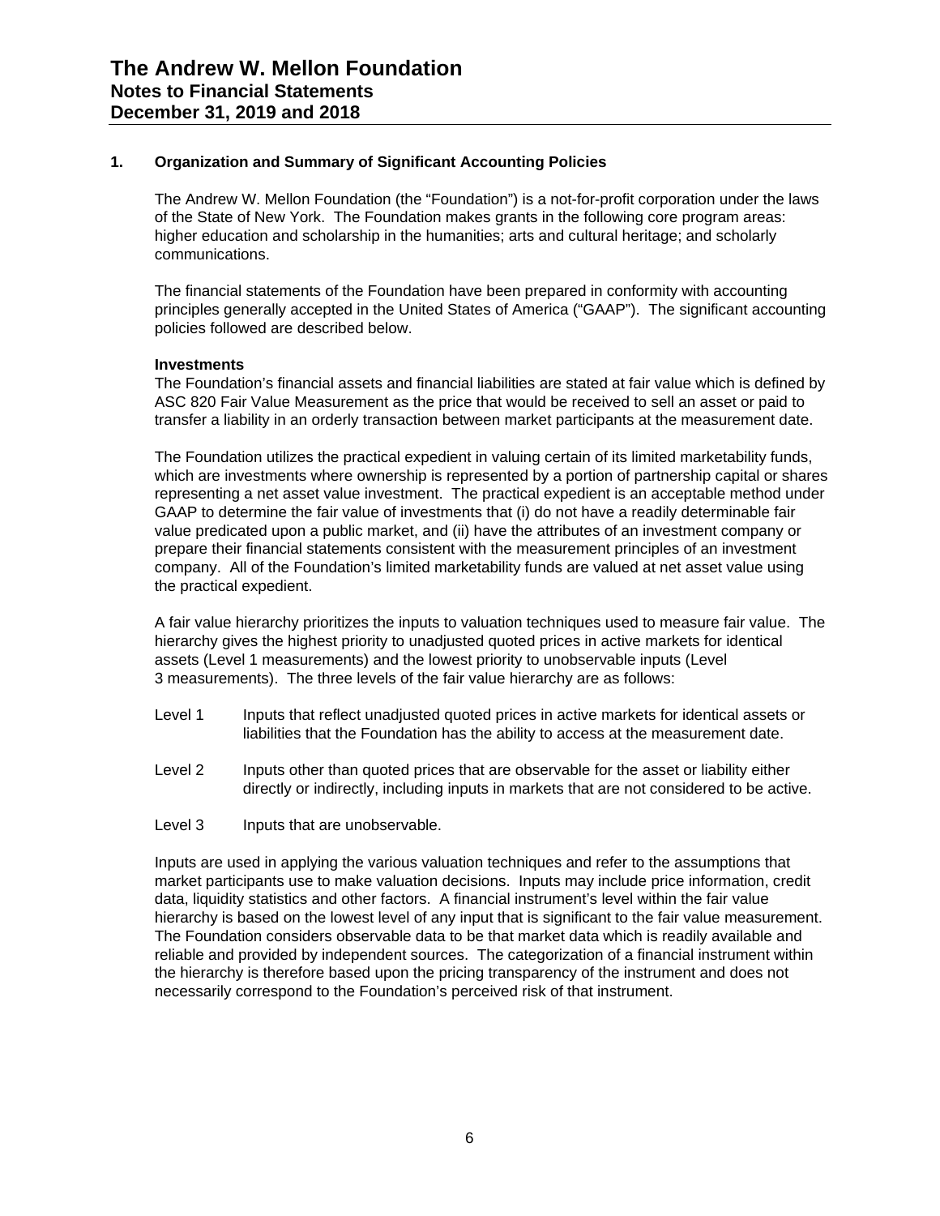# The Andrew W. Mellon Foundation
## Notes to Financial Statements
## December 31, 2019 and 2018

### 1. Organization and Summary of Significant Accounting Policies

The Andrew W. Mellon Foundation (the "Foundation") is a not-for-profit corporation under the laws of the State of New York. The Foundation makes grants in the following core program areas: higher education and scholarship in the humanities; arts and cultural heritage; and scholarly communications.

The financial statements of the Foundation have been prepared in conformity with accounting principles generally accepted in the United States of America ("GAAP"). The significant accounting policies followed are described below.

**Investments**

The Foundation's financial assets and financial liabilities are stated at fair value which is defined by ASC 820 Fair Value Measurement as the price that would be received to sell an asset or paid to transfer a liability in an orderly transaction between market participants at the measurement date.

The Foundation utilizes the practical expedient in valuing certain of its limited marketability funds, which are investments where ownership is represented by a portion of partnership capital or shares representing a net asset value investment. The practical expedient is an acceptable method under GAAP to determine the fair value of investments that (i) do not have a readily determinable fair value predicated upon a public market, and (ii) have the attributes of an investment company or prepare their financial statements consistent with the measurement principles of an investment company. All of the Foundation's limited marketability funds are valued at net asset value using the practical expedient.

A fair value hierarchy prioritizes the inputs to valuation techniques used to measure fair value. The hierarchy gives the highest priority to unadjusted quoted prices in active markets for identical assets (Level 1 measurements) and the lowest priority to unobservable inputs (Level 3 measurements). The three levels of the fair value hierarchy are as follows:

- Level 1 Inputs that reflect unadjusted quoted prices in active markets for identical assets or liabilities that the Foundation has the ability to access at the measurement date.
- Level 2 Inputs other than quoted prices that are observable for the asset or liability either directly or indirectly, including inputs in markets that are not considered to be active.
- Level 3 Inputs that are unobservable.

Inputs are used in applying the various valuation techniques and refer to the assumptions that market participants use to make valuation decisions. Inputs may include price information, credit data, liquidity statistics and other factors. A financial instrument's level within the fair value hierarchy is based on the lowest level of any input that is significant to the fair value measurement. The Foundation considers observable data to be that market data which is readily available and reliable and provided by independent sources. The categorization of a financial instrument within the hierarchy is therefore based upon the pricing transparency of the instrument and does not necessarily correspond to the Foundation's perceived risk of that instrument.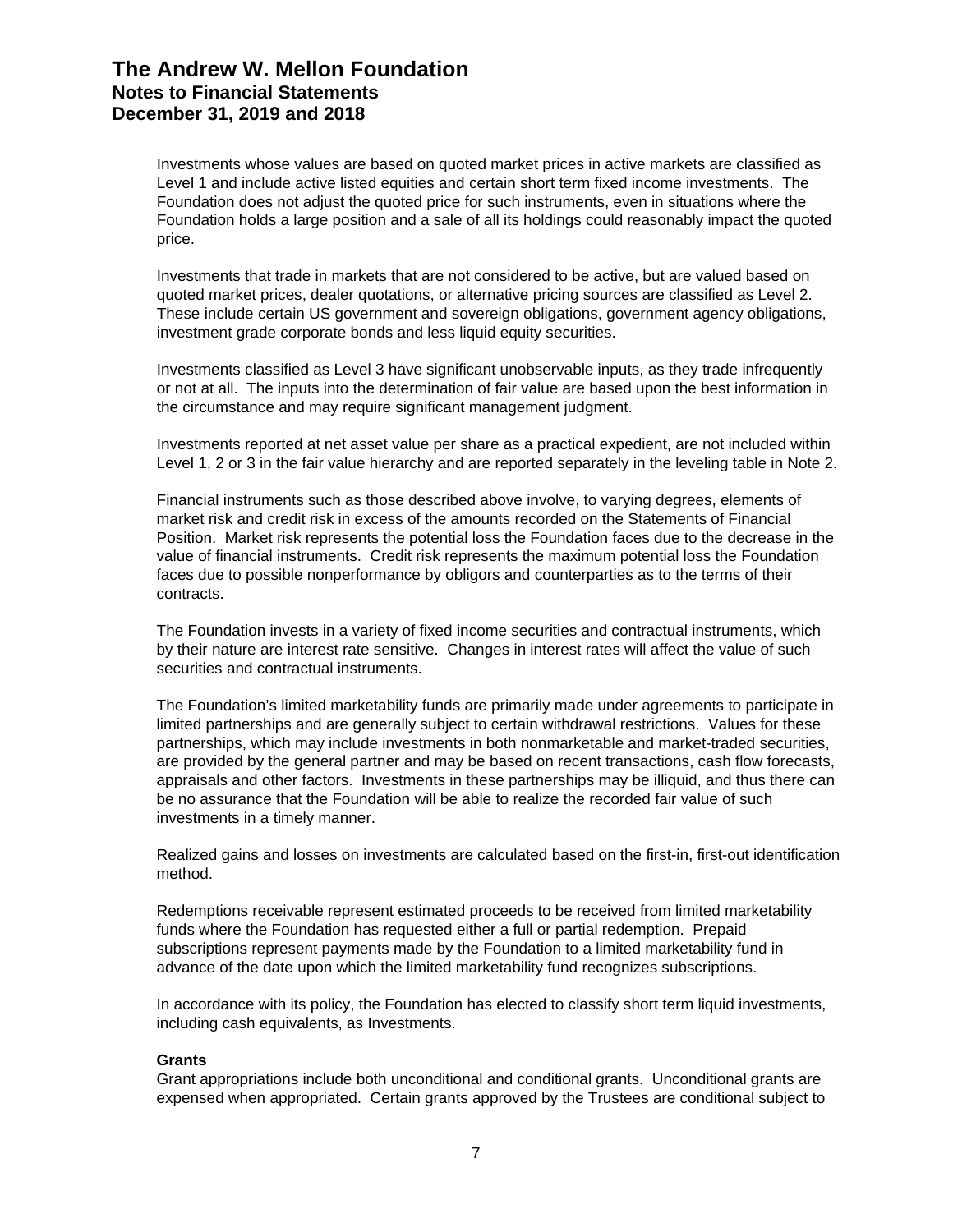Investments whose values are based on quoted market prices in active markets are classified as Level 1 and include active listed equities and certain short term fixed income investments. The Foundation does not adjust the quoted price for such instruments, even in situations where the Foundation holds a large position and a sale of all its holdings could reasonably impact the quoted price.

Investments that trade in markets that are not considered to be active, but are valued based on quoted market prices, dealer quotations, or alternative pricing sources are classified as Level 2. These include certain US government and sovereign obligations, government agency obligations, investment grade corporate bonds and less liquid equity securities.

Investments classified as Level 3 have significant unobservable inputs, as they trade infrequently or not at all. The inputs into the determination of fair value are based upon the best information in the circumstance and may require significant management judgment.

Investments reported at net asset value per share as a practical expedient, are not included within Level 1, 2 or 3 in the fair value hierarchy and are reported separately in the leveling table in Note 2.

Financial instruments such as those described above involve, to varying degrees, elements of market risk and credit risk in excess of the amounts recorded on the Statements of Financial Position. Market risk represents the potential loss the Foundation faces due to the decrease in the value of financial instruments. Credit risk represents the maximum potential loss the Foundation faces due to possible nonperformance by obligors and counterparties as to the terms of their contracts.

The Foundation invests in a variety of fixed income securities and contractual instruments, which by their nature are interest rate sensitive. Changes in interest rates will affect the value of such securities and contractual instruments.

The Foundation's limited marketability funds are primarily made under agreements to participate in limited partnerships and are generally subject to certain withdrawal restrictions. Values for these partnerships, which may include investments in both nonmarketable and market-traded securities, are provided by the general partner and may be based on recent transactions, cash flow forecasts, appraisals and other factors. Investments in these partnerships may be illiquid, and thus there can be no assurance that the Foundation will be able to realize the recorded fair value of such investments in a timely manner.

Realized gains and losses on investments are calculated based on the first-in, first-out identification method.

Redemptions receivable represent estimated proceeds to be received from limited marketability funds where the Foundation has requested either a full or partial redemption. Prepaid subscriptions represent payments made by the Foundation to a limited marketability fund in advance of the date upon which the limited marketability fund recognizes subscriptions.

In accordance with its policy, the Foundation has elected to classify short term liquid investments, including cash equivalents, as Investments.

**Grants**

Grant appropriations include both unconditional and conditional grants. Unconditional grants are expensed when appropriated. Certain grants approved by the Trustees are conditional subject to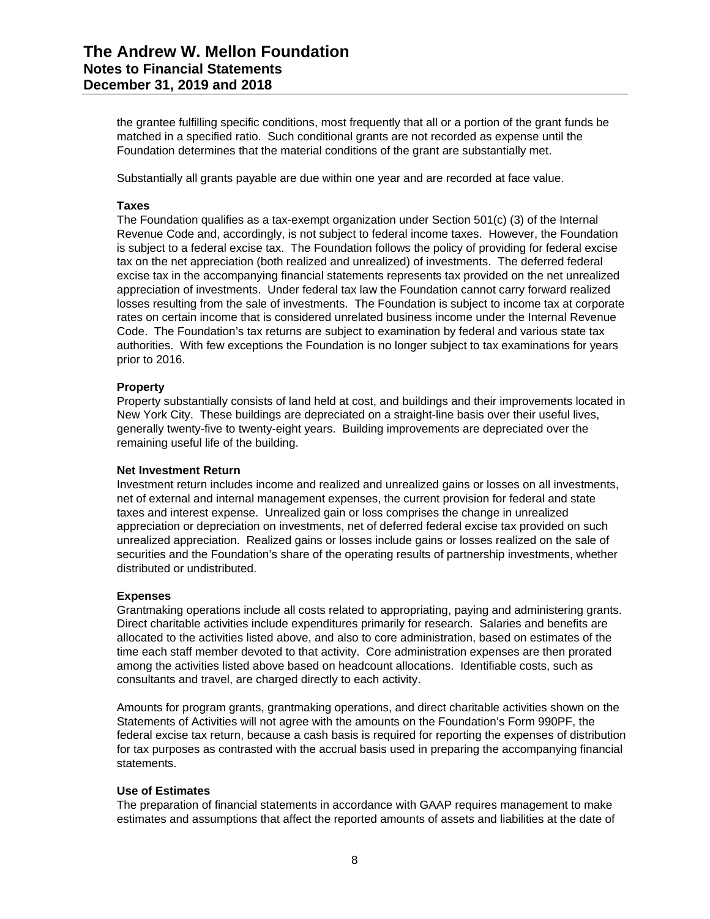the grantee fulfilling specific conditions, most frequently that all or a portion of the grant funds be matched in a specified ratio. Such conditional grants are not recorded as expense until the Foundation determines that the material conditions of the grant are substantially met.

Substantially all grants payable are due within one year and are recorded at face value.

**Taxes**

The Foundation qualifies as a tax-exempt organization under Section 501(c) (3) of the Internal Revenue Code and, accordingly, is not subject to federal income taxes. However, the Foundation is subject to a federal excise tax. The Foundation follows the policy of providing for federal excise tax on the net appreciation (both realized and unrealized) of investments. The deferred federal excise tax in the accompanying financial statements represents tax provided on the net unrealized appreciation of investments. Under federal tax law the Foundation cannot carry forward realized losses resulting from the sale of investments. The Foundation is subject to income tax at corporate rates on certain income that is considered unrelated business income under the Internal Revenue Code. The Foundation's tax returns are subject to examination by federal and various state tax authorities. With few exceptions the Foundation is no longer subject to tax examinations for years prior to 2016.

**Property**

Property substantially consists of land held at cost, and buildings and their improvements located in New York City. These buildings are depreciated on a straight-line basis over their useful lives, generally twenty-five to twenty-eight years. Building improvements are depreciated over the remaining useful life of the building.

**Net Investment Return**

Investment return includes income and realized and unrealized gains or losses on all investments, net of external and internal management expenses, the current provision for federal and state taxes and interest expense. Unrealized gain or loss comprises the change in unrealized appreciation or depreciation on investments, net of deferred federal excise tax provided on such unrealized appreciation. Realized gains or losses include gains or losses realized on the sale of securities and the Foundation's share of the operating results of partnership investments, whether distributed or undistributed.

**Expenses**

Grantmaking operations include all costs related to appropriating, paying and administering grants. Direct charitable activities include expenditures primarily for research. Salaries and benefits are allocated to the activities listed above, and also to core administration, based on estimates of the time each staff member devoted to that activity. Core administration expenses are then prorated among the activities listed above based on headcount allocations. Identifiable costs, such as consultants and travel, are charged directly to each activity.

Amounts for program grants, grantmaking operations, and direct charitable activities shown on the Statements of Activities will not agree with the amounts on the Foundation's Form 990PF, the federal excise tax return, because a cash basis is required for reporting the expenses of distribution for tax purposes as contrasted with the accrual basis used in preparing the accompanying financial statements.

**Use of Estimates**

The preparation of financial statements in accordance with GAAP requires management to make estimates and assumptions that affect the reported amounts of assets and liabilities at the date of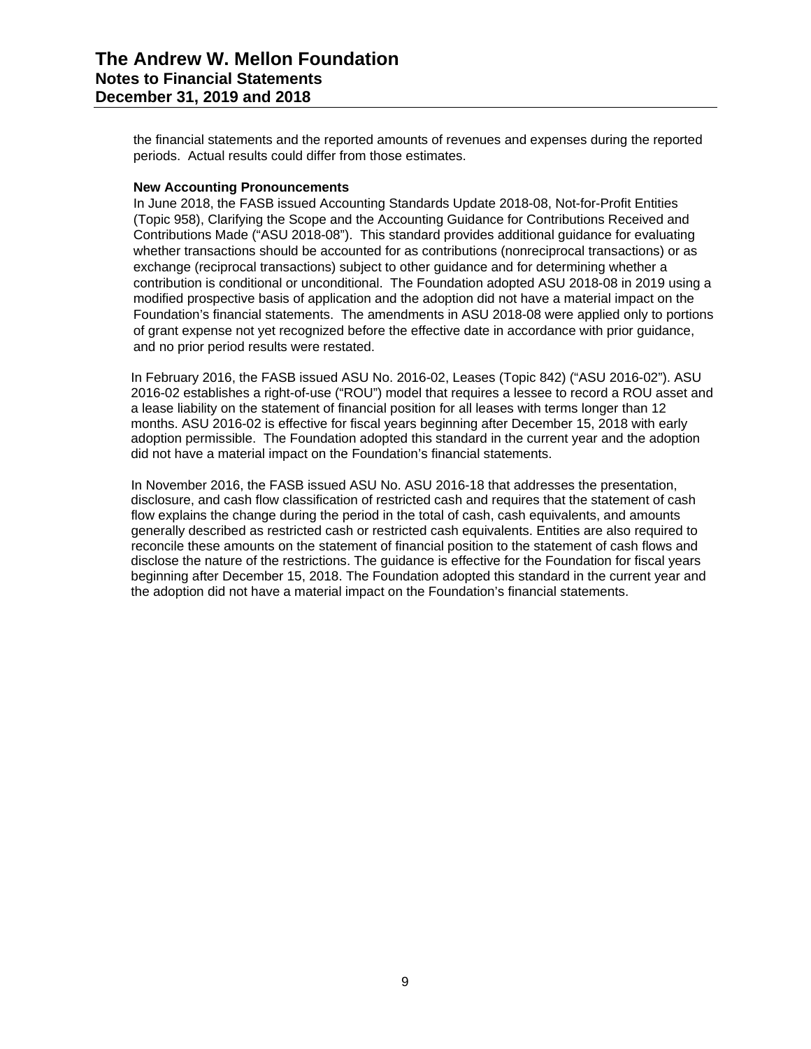the financial statements and the reported amounts of revenues and expenses during the reported periods. Actual results could differ from those estimates.

**New Accounting Pronouncements**

In June 2018, the FASB issued Accounting Standards Update 2018-08, Not-for-Profit Entities (Topic 958), Clarifying the Scope and the Accounting Guidance for Contributions Received and Contributions Made ("ASU 2018-08"). This standard provides additional guidance for evaluating whether transactions should be accounted for as contributions (nonreciprocal transactions) or as exchange (reciprocal transactions) subject to other guidance and for determining whether a contribution is conditional or unconditional. The Foundation adopted ASU 2018-08 in 2019 using a modified prospective basis of application and the adoption did not have a material impact on the Foundation's financial statements. The amendments in ASU 2018-08 were applied only to portions of grant expense not yet recognized before the effective date in accordance with prior guidance, and no prior period results were restated.

In February 2016, the FASB issued ASU No. 2016-02, Leases (Topic 842) ("ASU 2016-02"). ASU 2016-02 establishes a right-of-use ("ROU") model that requires a lessee to record a ROU asset and a lease liability on the statement of financial position for all leases with terms longer than 12 months. ASU 2016-02 is effective for fiscal years beginning after December 15, 2018 with early adoption permissible. The Foundation adopted this standard in the current year and the adoption did not have a material impact on the Foundation's financial statements.

In November 2016, the FASB issued ASU No. ASU 2016-18 that addresses the presentation, disclosure, and cash flow classification of restricted cash and requires that the statement of cash flow explains the change during the period in the total of cash, cash equivalents, and amounts generally described as restricted cash or restricted cash equivalents. Entities are also required to reconcile these amounts on the statement of financial position to the statement of cash flows and disclose the nature of the restrictions. The guidance is effective for the Foundation for fiscal years beginning after December 15, 2018. The Foundation adopted this standard in the current year and the adoption did not have a material impact on the Foundation's financial statements.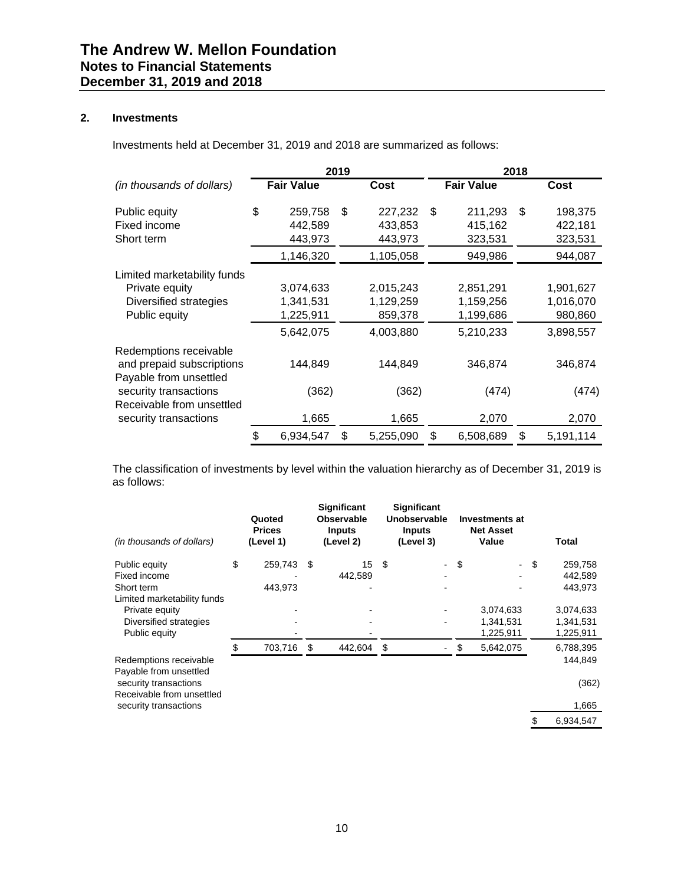## 2. Investments

Investments held at December 31, 2019 and 2018 are summarized as follows:

| *(in thousands of dollars)* | 2019 Fair Value | 2019 Cost | 2018 Fair Value | 2018 Cost |
|---|---|---|---|---|
| Public equity | $ 259,758 | $ 227,232 | $ 211,293 | $ 198,375 |
| Fixed income | 442,589 | 433,853 | 415,162 | 422,181 |
| Short term | 443,973 | 443,973 | 323,531 | 323,531 |
| | 1,146,320 | 1,105,058 | 949,986 | 944,087 |
| Limited marketability funds | | | | |
| Private equity | 3,074,633 | 2,015,243 | 2,851,291 | 1,901,627 |
| Diversified strategies | 1,341,531 | 1,129,259 | 1,159,256 | 1,016,070 |
| Public equity | 1,225,911 | 859,378 | 1,199,686 | 980,860 |
| | 5,642,075 | 4,003,880 | 5,210,233 | 3,898,557 |
| Redemptions receivable and prepaid subscriptions | 144,849 | 144,849 | 346,874 | 346,874 |
| Payable from unsettled security transactions | (362) | (362) | (474) | (474) |
| Receivable from unsettled security transactions | 1,665 | 1,665 | 2,070 | 2,070 |
| | $ 6,934,547 | $ 5,255,090 | $ 6,508,689 | $ 5,191,114 |

The classification of investments by level within the valuation hierarchy as of December 31, 2019 is as follows:

| *(in thousands of dollars)* | Quoted Prices (Level 1) | Significant Observable Inputs (Level 2) | Significant Unobservable Inputs (Level 3) | Investments at Net Asset Value | Total |
|---|---|---|---|---|---|
| Public equity | $ 259,743 | $ 15 | $ - | $ - | $ 259,758 |
| Fixed income | - | 442,589 | - | - | 442,589 |
| Short term | 443,973 | - | - | - | 443,973 |
| Limited marketability funds | | | | | |
| Private equity | - | - | - | 3,074,633 | 3,074,633 |
| Diversified strategies | - | - | - | 1,341,531 | 1,341,531 |
| Public equity | - | - | | 1,225,911 | 1,225,911 |
| | $ 703,716 | $ 442,604 | $ - | $ 5,642,075 | 6,788,395 |
| Redemptions receivable | | | | | 144,849 |
| Payable from unsettled security transactions | | | | | (362) |
| Receivable from unsettled security transactions | | | | | 1,665 |
| | | | | | $ 6,934,547 |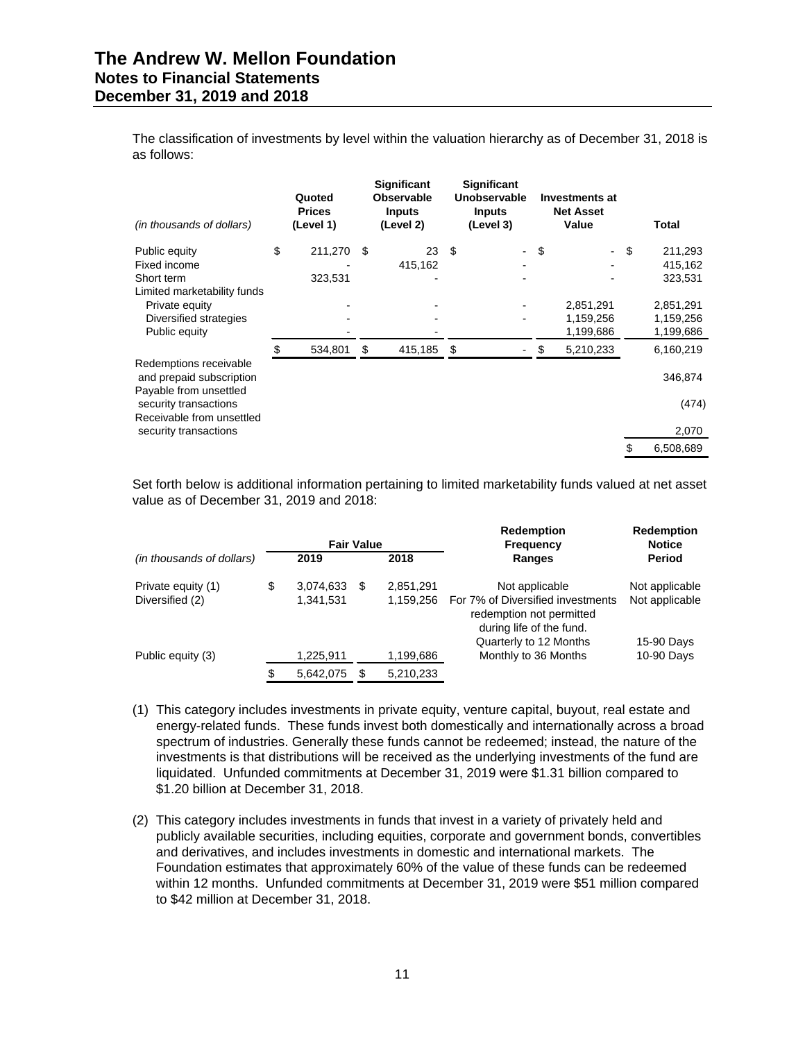The classification of investments by level within the valuation hierarchy as of December 31, 2018 is as follows:

| *(in thousands of dollars)* | Quoted Prices (Level 1) | Significant Observable Inputs (Level 2) | Significant Unobservable Inputs (Level 3) | Investments at Net Asset Value | Total |
|---|---|---|---|---|---|
| Public equity | $ 211,270 | $ 23 | $ - | $ - | $ 211,293 |
| Fixed income | - | 415,162 | - | - | 415,162 |
| Short term | 323,531 | - | - | - | 323,531 |
| Limited marketability funds | | | | | |
| Private equity | - | - | - | 2,851,291 | 2,851,291 |
| Diversified strategies | - | - | - | 1,159,256 | 1,159,256 |
| Public equity | - | - | - | 1,199,686 | 1,199,686 |
| | $ 534,801 | $ 415,185 | $ - | $ 5,210,233 | 6,160,219 |
| Redemptions receivable and prepaid subscription | | | | | 346,874 |
| Payable from unsettled security transactions | | | | | (474) |
| Receivable from unsettled security transactions | | | | | 2,070 |
| | | | | | $ 6,508,689 |

Set forth below is additional information pertaining to limited marketability funds valued at net asset value as of December 31, 2019 and 2018:

| *(in thousands of dollars)* | Fair Value 2019 | Fair Value 2018 | Redemption Frequency Ranges | Redemption Notice Period |
|---|---|---|---|---|
| Private equity (1) | $ 3,074,633 | $ 2,851,291 | Not applicable | Not applicable |
| Diversified (2) | 1,341,531 | 1,159,256 | For 7% of Diversified investments redemption not permitted during life of the fund. | Not applicable |
| | | | Quarterly to 12 Months | 15-90 Days |
| Public equity (3) | 1,225,911 | 1,199,686 | Monthly to 36 Months | 10-90 Days |
| | $ 5,642,075 | $ 5,210,233 | | |

(1) This category includes investments in private equity, venture capital, buyout, real estate and energy-related funds. These funds invest both domestically and internationally across a broad spectrum of industries. Generally these funds cannot be redeemed; instead, the nature of the investments is that distributions will be received as the underlying investments of the fund are liquidated. Unfunded commitments at December 31, 2019 were $1.31 billion compared to $1.20 billion at December 31, 2018.

(2) This category includes investments in funds that invest in a variety of privately held and publicly available securities, including equities, corporate and government bonds, convertibles and derivatives, and includes investments in domestic and international markets. The Foundation estimates that approximately 60% of the value of these funds can be redeemed within 12 months. Unfunded commitments at December 31, 2019 were $51 million compared to $42 million at December 31, 2018.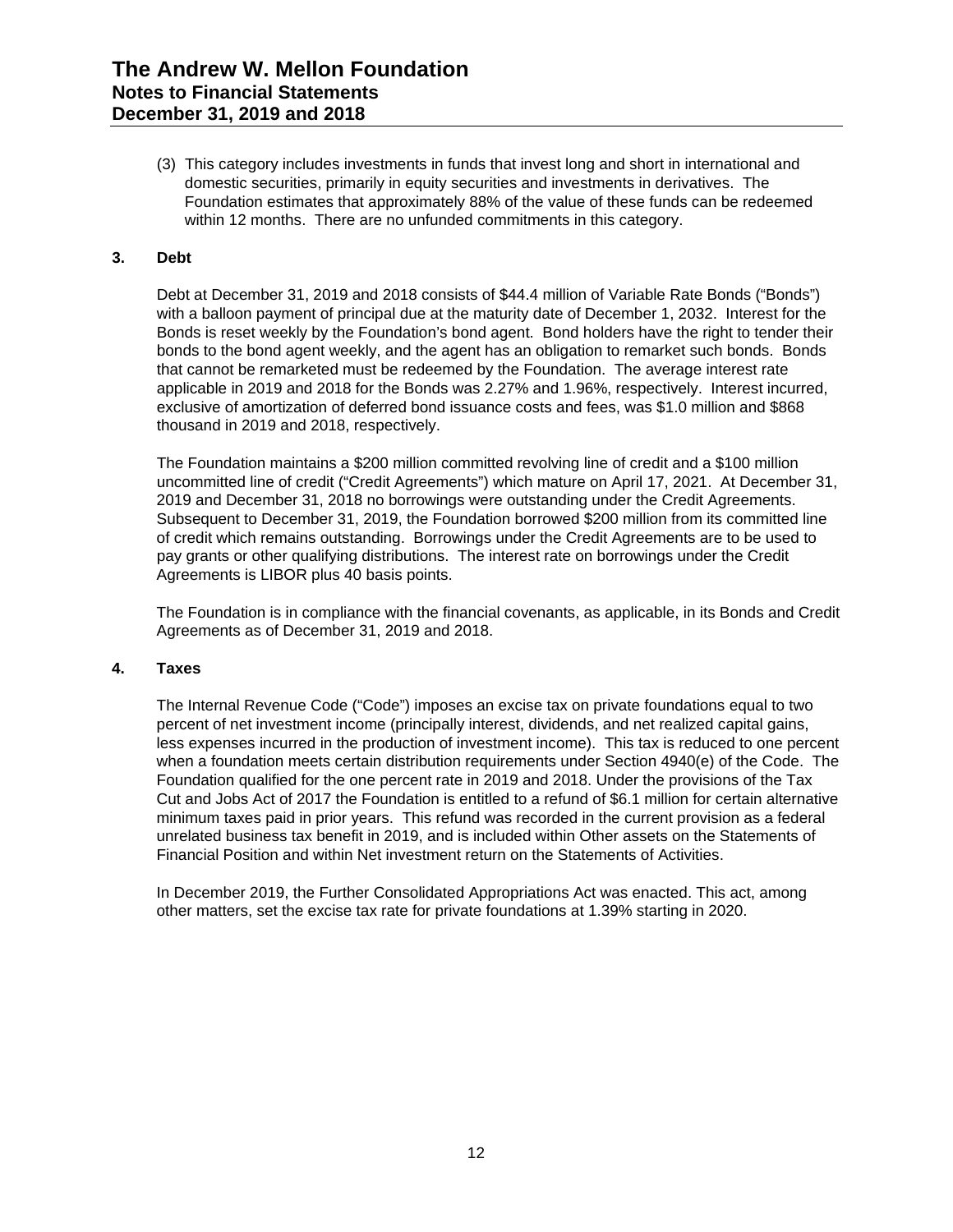(3) This category includes investments in funds that invest long and short in international and domestic securities, primarily in equity securities and investments in derivatives. The Foundation estimates that approximately 88% of the value of these funds can be redeemed within 12 months. There are no unfunded commitments in this category.

## 3. Debt

Debt at December 31, 2019 and 2018 consists of $44.4 million of Variable Rate Bonds ("Bonds") with a balloon payment of principal due at the maturity date of December 1, 2032. Interest for the Bonds is reset weekly by the Foundation's bond agent. Bond holders have the right to tender their bonds to the bond agent weekly, and the agent has an obligation to remarket such bonds. Bonds that cannot be remarketed must be redeemed by the Foundation. The average interest rate applicable in 2019 and 2018 for the Bonds was 2.27% and 1.96%, respectively. Interest incurred, exclusive of amortization of deferred bond issuance costs and fees, was $1.0 million and $868 thousand in 2019 and 2018, respectively.

The Foundation maintains a $200 million committed revolving line of credit and a $100 million uncommitted line of credit ("Credit Agreements") which mature on April 17, 2021. At December 31, 2019 and December 31, 2018 no borrowings were outstanding under the Credit Agreements. Subsequent to December 31, 2019, the Foundation borrowed $200 million from its committed line of credit which remains outstanding. Borrowings under the Credit Agreements are to be used to pay grants or other qualifying distributions. The interest rate on borrowings under the Credit Agreements is LIBOR plus 40 basis points.

The Foundation is in compliance with the financial covenants, as applicable, in its Bonds and Credit Agreements as of December 31, 2019 and 2018.

## 4. Taxes

The Internal Revenue Code ("Code") imposes an excise tax on private foundations equal to two percent of net investment income (principally interest, dividends, and net realized capital gains, less expenses incurred in the production of investment income). This tax is reduced to one percent when a foundation meets certain distribution requirements under Section 4940(e) of the Code. The Foundation qualified for the one percent rate in 2019 and 2018. Under the provisions of the Tax Cut and Jobs Act of 2017 the Foundation is entitled to a refund of $6.1 million for certain alternative minimum taxes paid in prior years. This refund was recorded in the current provision as a federal unrelated business tax benefit in 2019, and is included within Other assets on the Statements of Financial Position and within Net investment return on the Statements of Activities.

In December 2019, the Further Consolidated Appropriations Act was enacted. This act, among other matters, set the excise tax rate for private foundations at 1.39% starting in 2020.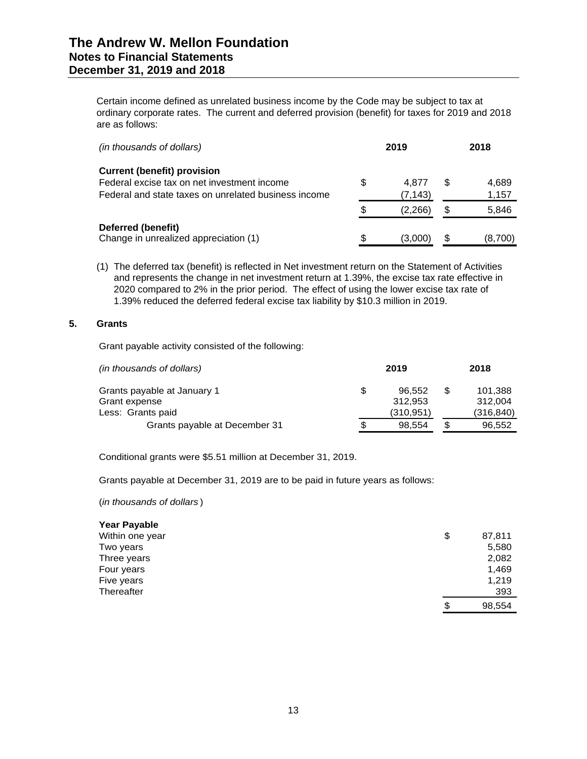Certain income defined as unrelated business income by the Code may be subject to tax at ordinary corporate rates. The current and deferred provision (benefit) for taxes for 2019 and 2018 are as follows:

| *(in thousands of dollars)* | 2019 | 2018 |
|---|---|---|
| **Current (benefit) provision** | | |
| Federal excise tax on net investment income | $ 4,877 | $ 4,689 |
| Federal and state taxes on unrelated business income | (7,143) | 1,157 |
| | $ (2,266) | $ 5,846 |
| **Deferred (benefit)** | | |
| Change in unrealized appreciation (1) | $ (3,000) | $ (8,700) |

(1) The deferred tax (benefit) is reflected in Net investment return on the Statement of Activities and represents the change in net investment return at 1.39%, the excise tax rate effective in 2020 compared to 2% in the prior period. The effect of using the lower excise tax rate of 1.39% reduced the deferred federal excise tax liability by $10.3 million in 2019.

## 5. Grants

Grant payable activity consisted of the following:

| *(in thousands of dollars)* | 2019 | 2018 |
|---|---|---|
| Grants payable at January 1 | $ 96,552 | $ 101,388 |
| Grant expense | 312,953 | 312,004 |
| Less: Grants paid | (310,951) | (316,840) |
| Grants payable at December 31 | $ 98,554 | $ 96,552 |

Conditional grants were $5.51 million at December 31, 2019.

Grants payable at December 31, 2019 are to be paid in future years as follows:

(*in thousands of dollars*)

| **Year Payable** | |
|---|---|
| Within one year | $ 87,811 |
| Two years | 5,580 |
| Three years | 2,082 |
| Four years | 1,469 |
| Five years | 1,219 |
| Thereafter | 393 |
| | $ 98,554 |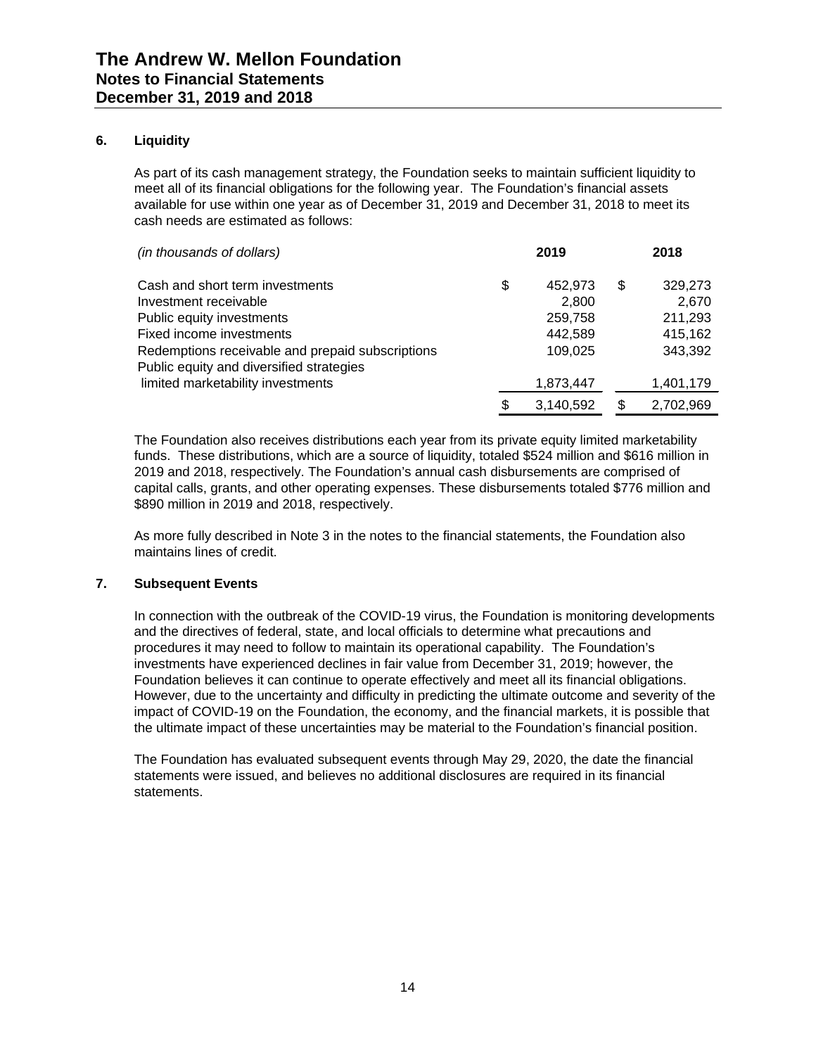# The Andrew W. Mellon Foundation
## Notes to Financial Statements
## December 31, 2019 and 2018

### 6. Liquidity

As part of its cash management strategy, the Foundation seeks to maintain sufficient liquidity to meet all of its financial obligations for the following year. The Foundation's financial assets available for use within one year as of December 31, 2019 and December 31, 2018 to meet its cash needs are estimated as follows:

| *(in thousands of dollars)* | 2019 | 2018 |
|---|---|---|
| Cash and short term investments | $ 452,973 | $ 329,273 |
| Investment receivable | 2,800 | 2,670 |
| Public equity investments | 259,758 | 211,293 |
| Fixed income investments | 442,589 | 415,162 |
| Redemptions receivable and prepaid subscriptions | 109,025 | 343,392 |
| Public equity and diversified strategies limited marketability investments | 1,873,447 | 1,401,179 |
| | $ 3,140,592 | $ 2,702,969 |

The Foundation also receives distributions each year from its private equity limited marketability funds. These distributions, which are a source of liquidity, totaled $524 million and $616 million in 2019 and 2018, respectively. The Foundation's annual cash disbursements are comprised of capital calls, grants, and other operating expenses. These disbursements totaled $776 million and $890 million in 2019 and 2018, respectively.

As more fully described in Note 3 in the notes to the financial statements, the Foundation also maintains lines of credit.

### 7. Subsequent Events

In connection with the outbreak of the COVID-19 virus, the Foundation is monitoring developments and the directives of federal, state, and local officials to determine what precautions and procedures it may need to follow to maintain its operational capability. The Foundation's investments have experienced declines in fair value from December 31, 2019; however, the Foundation believes it can continue to operate effectively and meet all its financial obligations. However, due to the uncertainty and difficulty in predicting the ultimate outcome and severity of the impact of COVID-19 on the Foundation, the economy, and the financial markets, it is possible that the ultimate impact of these uncertainties may be material to the Foundation's financial position.

The Foundation has evaluated subsequent events through May 29, 2020, the date the financial statements were issued, and believes no additional disclosures are required in its financial statements.